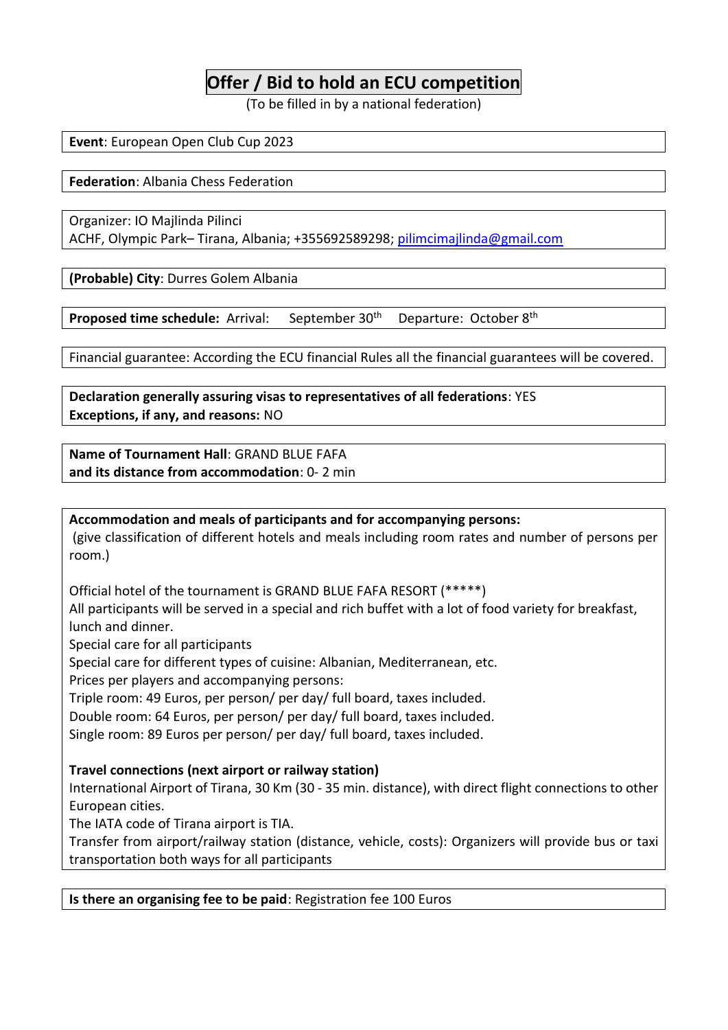# Offer / Bid to hold an ECU competition

(To be filled in by a national federation)

**Event**: European Open Club Cup 2023

**Federation**: Albania Chess Federation

Organizer: IO Majlinda Pilinci
ACHF, Olympic Park– Tirana, Albania; +355692589298; pilimcimajlinda@gmail.com

**(Probable) City**: Durres Golem Albania

**Proposed time schedule:** Arrival: September 30th Departure: October 8th

Financial guarantee: According the ECU financial Rules all the financial guarantees will be covered.

**Declaration generally assuring visas to representatives of all federations**: YES
**Exceptions, if any, and reasons:** NO

**Name of Tournament Hall**: GRAND BLUE FAFA
**and its distance from accommodation**: 0- 2 min

**Accommodation and meals of participants and for accompanying persons:**
(give classification of different hotels and meals including room rates and number of persons per room.)

Official hotel of the tournament is GRAND BLUE FAFA RESORT (*****)
All participants will be served in a special and rich buffet with a lot of food variety for breakfast, lunch and dinner.
Special care for all participants
Special care for different types of cuisine: Albanian, Mediterranean, etc.
Prices per players and accompanying persons:
Triple room: 49 Euros, per person/ per day/ full board, taxes included.
Double room: 64 Euros, per person/ per day/ full board, taxes included.
Single room: 89 Euros per person/ per day/ full board, taxes included.

**Travel connections (next airport or railway station)**
International Airport of Tirana, 30 Km (30 - 35 min. distance), with direct flight connections to other European cities.
The IATA code of Tirana airport is TIA.
Transfer from airport/railway station (distance, vehicle, costs): Organizers will provide bus or taxi transportation both ways for all participants

**Is there an organising fee to be paid**: Registration fee 100 Euros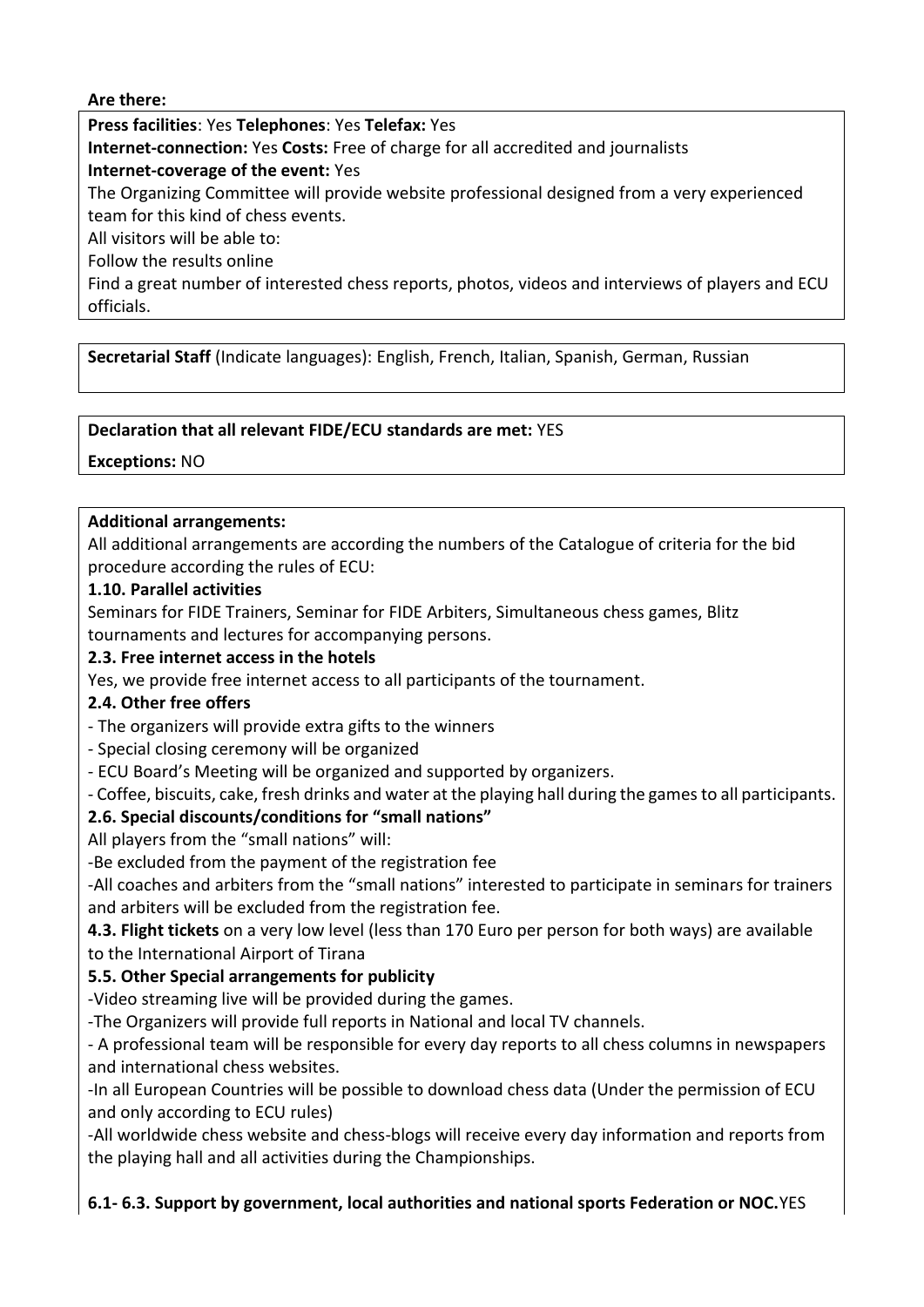**Are there:**

**Press facilities**: Yes **Telephones**: Yes **Telefax:** Yes

**Internet-connection:** Yes **Costs:** Free of charge for all accredited and journalists

**Internet-coverage of the event:** Yes

The Organizing Committee will provide website professional designed from a very experienced team for this kind of chess events.

All visitors will be able to:

Follow the results online

Find a great number of interested chess reports, photos, videos and interviews of players and ECU officials.

**Secretarial Staff** (Indicate languages): English, French, Italian, Spanish, German, Russian

**Declaration that all relevant FIDE/ECU standards are met:** YES

**Exceptions:** NO

**Additional arrangements:**

All additional arrangements are according the numbers of the Catalogue of criteria for the bid procedure according the rules of ECU:

**1.10. Parallel activities**

Seminars for FIDE Trainers, Seminar for FIDE Arbiters, Simultaneous chess games, Blitz tournaments and lectures for accompanying persons.

**2.3. Free internet access in the hotels**

Yes, we provide free internet access to all participants of the tournament.

**2.4. Other free offers**

- The organizers will provide extra gifts to the winners
- Special closing ceremony will be organized
- ECU Board's Meeting will be organized and supported by organizers.
- Coffee, biscuits, cake, fresh drinks and water at the playing hall during the games to all participants.

**2.6. Special discounts/conditions for "small nations"**

All players from the "small nations" will:

-Be excluded from the payment of the registration fee

-All coaches and arbiters from the "small nations" interested to participate in seminars for trainers and arbiters will be excluded from the registration fee.

**4.3. Flight tickets** on a very low level (less than 170 Euro per person for both ways) are available to the International Airport of Tirana

**5.5. Other Special arrangements for publicity**

-Video streaming live will be provided during the games.

-The Organizers will provide full reports in National and local TV channels.

- A professional team will be responsible for every day reports to all chess columns in newspapers and international chess websites.

-In all European Countries will be possible to download chess data (Under the permission of ECU and only according to ECU rules)

-All worldwide chess website and chess-blogs will receive every day information and reports from the playing hall and all activities during the Championships.

**6.1- 6.3. Support by government, local authorities and national sports Federation or NOC.** YES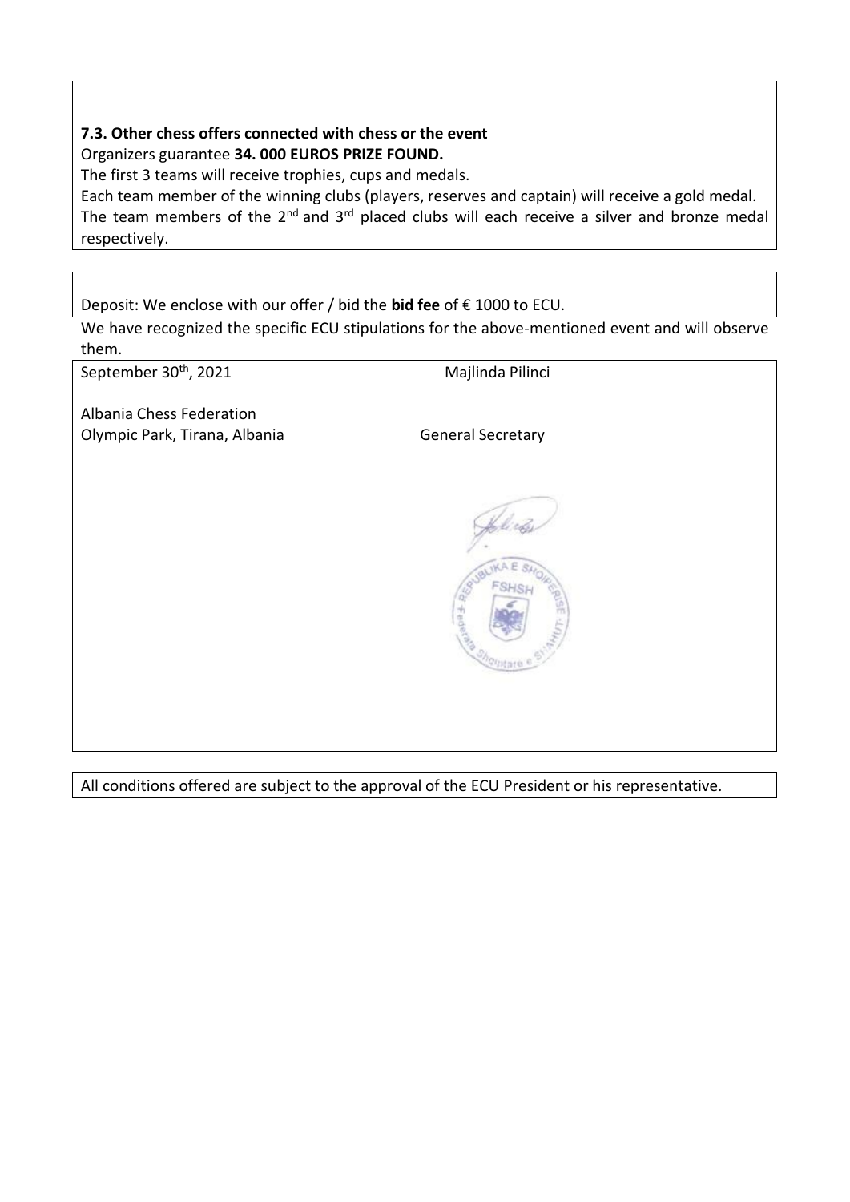**7.3. Other chess offers connected with chess or the event**

Organizers guarantee **34. 000 EUROS PRIZE FOUND.**

The first 3 teams will receive trophies, cups and medals.

Each team member of the winning clubs (players, reserves and captain) will receive a gold medal. The team members of the 2nd and 3rd placed clubs will each receive a silver and bronze medal respectively.

Deposit: We enclose with our offer / bid the **bid fee** of € 1000 to ECU.

We have recognized the specific ECU stipulations for the above-mentioned event and will observe them.

September 30th, 2021

Majlinda Pilinci

Albania Chess Federation
Olympic Park, Tirana, Albania

General Secretary

All conditions offered are subject to the approval of the ECU President or his representative.